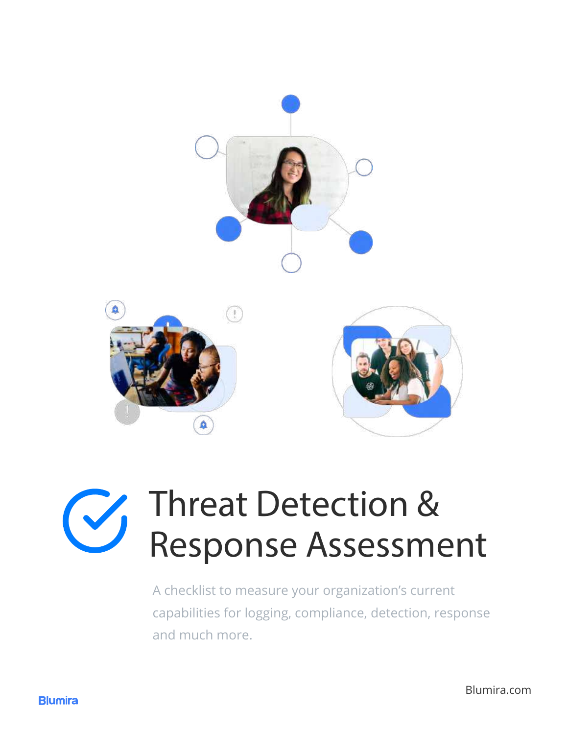# Threat Detection & Response Assessment

A checklist to measure your organization's current capabilities for logging, compliance, detection, response and much more.

Blumira

Blumira.com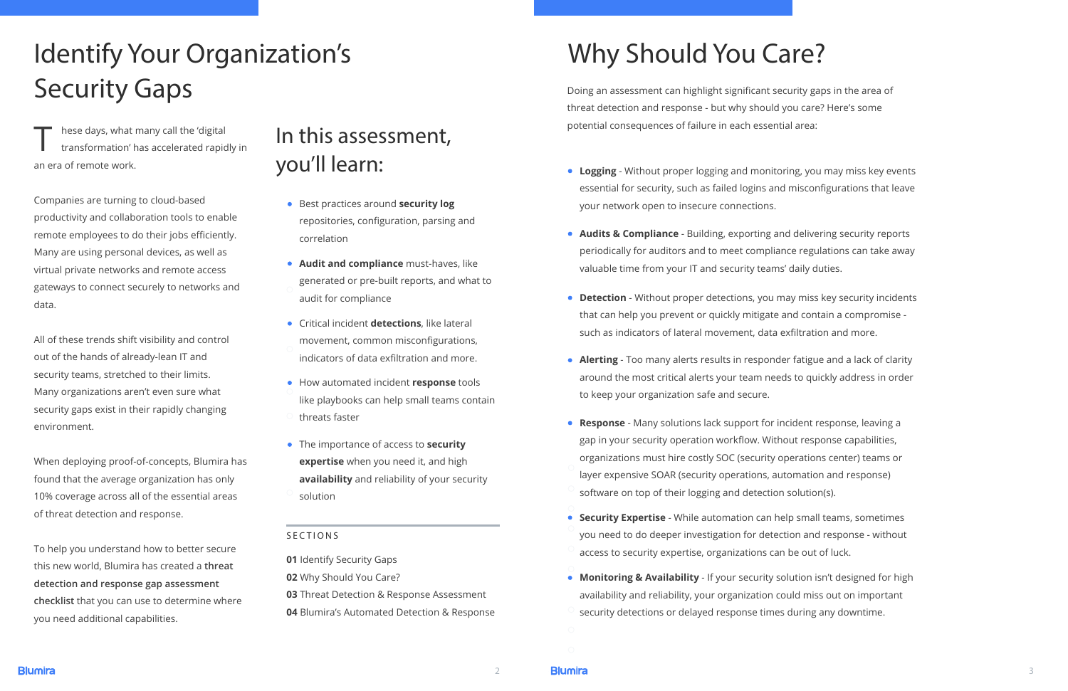# Identify Your Organization's Security Gaps

These days, what many call the 'digital transformation' has accelerated rapidly in an era of remote work.

Companies are turning to cloud-based productivity and collaboration tools to enable remote employees to do their jobs efficiently. Many are using personal devices, as well as virtual private networks and remote access gateways to connect securely to networks and data.

All of these trends shift visibility and control out of the hands of already-lean IT and security teams, stretched to their limits. Many organizations aren't even sure what security gaps exist in their rapidly changing environment.

When deploying proof-of-concepts, Blumira has found that the average organization has only 10% coverage across all of the essential areas of threat detection and response.

To help you understand how to better secure this new world, Blumira has created a **threat detection and response gap assessment checklist** that you can use to determine where you need additional capabilities.

## In this assessment, you'll learn:

- Best practices around **security log** repositories, configuration, parsing and correlation
- **Audit and compliance** must-haves, like generated or pre-built reports, and what to audit for compliance
- Critical incident **detections**, like lateral movement, common misconfigurations, indicators of data exfiltration and more.
- How automated incident **response** tools like playbooks can help small teams contain threats faster
- The importance of access to **security expertise** when you need it, and high **availability** and reliability of your security solution

SECTIONS

**01** Identify Security Gaps
**02** Why Should You Care?
**03** Threat Detection & Response Assessment
**04** Blumira's Automated Detection & Response

# Why Should You Care?

Doing an assessment can highlight significant security gaps in the area of threat detection and response - but why should you care? Here's some potential consequences of failure in each essential area:

- **Logging** - Without proper logging and monitoring, you may miss key events essential for security, such as failed logins and misconfigurations that leave your network open to insecure connections.
- **Audits & Compliance** - Building, exporting and delivering security reports periodically for auditors and to meet compliance regulations can take away valuable time from your IT and security teams' daily duties.
- **Detection** - Without proper detections, you may miss key security incidents that can help you prevent or quickly mitigate and contain a compromise - such as indicators of lateral movement, data exfiltration and more.
- **Alerting** - Too many alerts results in responder fatigue and a lack of clarity around the most critical alerts your team needs to quickly address in order to keep your organization safe and secure.
- **Response** - Many solutions lack support for incident response, leaving a gap in your security operation workflow. Without response capabilities, organizations must hire costly SOC (security operations center) teams or layer expensive SOAR (security operations, automation and response) software on top of their logging and detection solution(s).
- **Security Expertise** - While automation can help small teams, sometimes you need to do deeper investigation for detection and response - without access to security expertise, organizations can be out of luck.
- **Monitoring & Availability** - If your security solution isn't designed for high availability and reliability, your organization could miss out on important security detections or delayed response times during any downtime.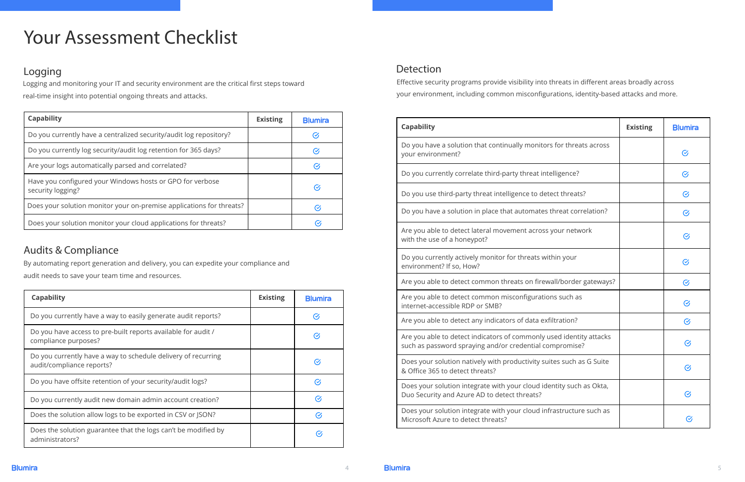# Your Assessment Checklist

## Logging

Logging and monitoring your IT and security environment are the critical first steps toward real-time insight into potential ongoing threats and attacks.

| Capability | Existing | Blumira |
| --- | --- | --- |
| Do you currently have a centralized security/audit log repository? | | ✓ |
| Do you currently log security/audit log retention for 365 days? | | ✓ |
| Are your logs automatically parsed and correlated? | | ✓ |
| Have you configured your Windows hosts or GPO for verbose security logging? | | ✓ |
| Does your solution monitor your on-premise applications for threats? | | ✓ |
| Does your solution monitor your cloud applications for threats? | | ✓ |

## Audits & Compliance

By automating report generation and delivery, you can expedite your compliance and audit needs to save your team time and resources.

| Capability | Existing | Blumira |
| --- | --- | --- |
| Do you currently have a way to easily generate audit reports? | | ✓ |
| Do you have access to pre-built reports available for audit / compliance purposes? | | ✓ |
| Do you currently have a way to schedule delivery of recurring audit/compliance reports? | | ✓ |
| Do you have offsite retention of your security/audit logs? | | ✓ |
| Do you currently audit new domain admin account creation? | | ✓ |
| Does the solution allow logs to be exported in CSV or JSON? | | ✓ |
| Does the solution guarantee that the logs can't be modified by administrators? | | ✓ |

## Detection

Effective security programs provide visibility into threats in different areas broadly across your environment, including common misconfigurations, identity-based attacks and more.

| Capability | Existing | Blumira |
| --- | --- | --- |
| Do you have a solution that continually monitors for threats across your environment? | | ✓ |
| Do you currently correlate third-party threat intelligence? | | ✓ |
| Do you use third-party threat intelligence to detect threats? | | ✓ |
| Do you have a solution in place that automates threat correlation? | | ✓ |
| Are you able to detect lateral movement across your network with the use of a honeypot? | | ✓ |
| Do you currently actively monitor for threats within your environment? If so, How? | | ✓ |
| Are you able to detect common threats on firewall/border gateways? | | ✓ |
| Are you able to detect common misconfigurations such as internet-accessible RDP or SMB? | | ✓ |
| Are you able to detect any indicators of data exfiltration? | | ✓ |
| Are you able to detect indicators of commonly used identity attacks such as password spraying and/or credential compromise? | | ✓ |
| Does your solution natively with productivity suites such as G Suite & Office 365 to detect threats? | | ✓ |
| Does your solution integrate with your cloud identity such as Okta, Duo Security and Azure AD to detect threats? | | ✓ |
| Does your solution integrate with your cloud infrastructure such as Microsoft Azure to detect threats? | | ✓ |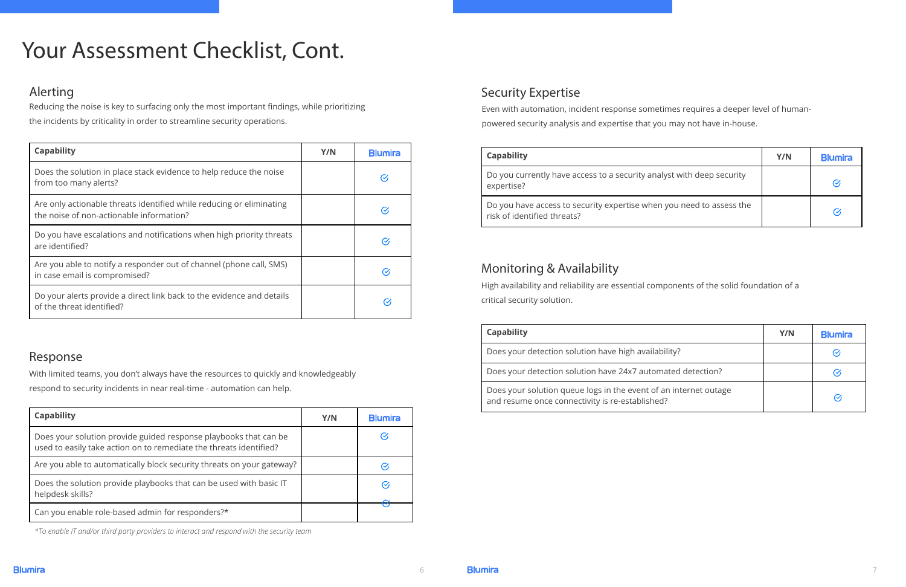# Your Assessment Checklist, Cont.

## Alerting

Reducing the noise is key to surfacing only the most important findings, while prioritizing the incidents by criticality in order to streamline security operations.

| Capability | Y/N | Blumira |
|---|---|---|
| Does the solution in place stack evidence to help reduce the noise from too many alerts? | | ✓ |
| Are only actionable threats identified while reducing or eliminating the noise of non-actionable information? | | ✓ |
| Do you have escalations and notifications when high priority threats are identified? | | ✓ |
| Are you able to notify a responder out of channel (phone call, SMS) in case email is compromised? | | ✓ |
| Do your alerts provide a direct link back to the evidence and details of the threat identified? | | ✓ |

## Response

With limited teams, you don't always have the resources to quickly and knowledgeably respond to security incidents in near real-time - automation can help.

| Capability | Y/N | Blumira |
|---|---|---|
| Does your solution provide guided response playbooks that can be used to easily take action on to remediate the threats identified? | | ✓ |
| Are you able to automatically block security threats on your gateway? | | ✓ |
| Does the solution provide playbooks that can be used with basic IT helpdesk skills? | | ✓ |
| Can you enable role-based admin for responders?* | | ✓ |

*To enable IT and/or third party providers to interact and respond with the security team*

## Security Expertise

Even with automation, incident response sometimes requires a deeper level of human-powered security analysis and expertise that you may not have in-house.

| Capability | Y/N | Blumira |
|---|---|---|
| Do you currently have access to a security analyst with deep security expertise? | | ✓ |
| Do you have access to security expertise when you need to assess the risk of identified threats? | | ✓ |

## Monitoring & Availability

High availability and reliability are essential components of the solid foundation of a critical security solution.

| Capability | Y/N | Blumira |
|---|---|---|
| Does your detection solution have high availability? | | ✓ |
| Does your detection solution have 24x7 automated detection? | | ✓ |
| Does your solution queue logs in the event of an internet outage and resume once connectivity is re-established? | | ✓ |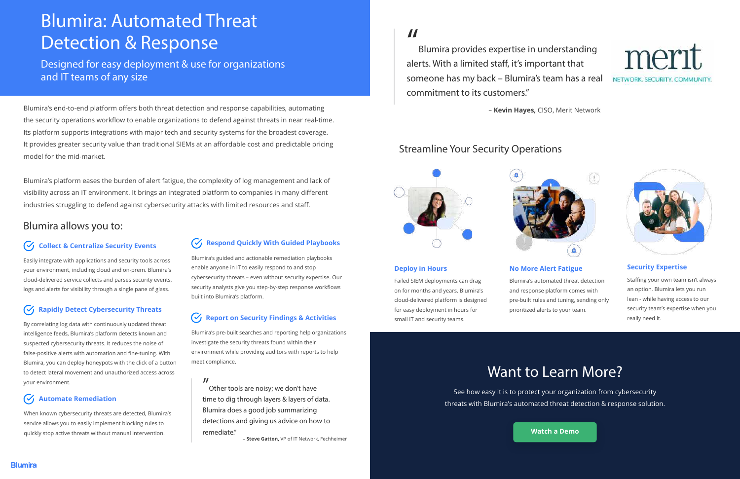#### Blumira: Automated Threat Detection & Response

Designed for easy deployment & use for organizations and IT teams of any size

Blumira's end-to-end platform offers both threat detection and response capabilities, automating the security operations workflow to enable organizations to defend against threats in near real-time. Its platform supports integrations with major tech and security systems for the broadest coverage. It provides greater security value than traditional SIEMs at an affordable cost and predictable pricing model for the mid-market.

Blumira's platform eases the burden of alert fatigue, the complexity of log management and lack of visibility across an IT environment. It brings an integrated platform to companies in many different industries struggling to defend against cybersecurity attacks with limited resources and staff.

## Blumira allows you to:

### Collect & Centralize Security Events

Easily integrate with applications and security tools across your environment, including cloud and on-prem. Blumira's cloud-delivered service collects and parses security events, logs and alerts for visibility through a single pane of glass.

### Rapidly Detect Cybersecurity Threats

By correlating log data with continuously updated threat intelligence feeds, Blumira's platform detects known and suspected cybersecurity threats. It reduces the noise of false-positive alerts with automation and fine-tuning. With Blumira, you can deploy honeypots with the click of a button to detect lateral movement and unauthorized access across your environment.

### Automate Remediation

When known cybersecurity threats are detected, Blumira's service allows you to easily implement blocking rules to quickly stop active threats without manual intervention.

### Respond Quickly With Guided Playbooks

Blumira's guided and actionable remediation playbooks enable anyone in IT to easily respond to and stop cybersecurity threats – even without security expertise. Our security analysts give you step-by-step response workflows built into Blumira's platform.

### Report on Security Findings & Activities

Blumira's pre-built searches and reporting help organizations investigate the security threats found within their environment while providing auditors with reports to help meet compliance.

> "Other tools are noisy; we don't have time to dig through layers & layers of data. Blumira does a good job summarizing detections and giving us advice on how to remediate."
>
> – **Steve Gatton,** VP of IT Network, Fechheimer

> "Blumira provides expertise in understanding alerts. With a limited staff, it's important that someone has my back – Blumira's team has a real commitment to its customers."
>
> – **Kevin Hayes,** CISO, Merit Network

merit
NETWORK. SECURITY. COMMUNITY.

## Streamline Your Security Operations

### Deploy in Hours

Failed SIEM deployments can drag on for months and years. Blumira's cloud-delivered platform is designed for easy deployment in hours for small IT and security teams.

### No More Alert Fatigue

Blumira's automated threat detection and response platform comes with pre-built rules and tuning, sending only prioritized alerts to your team.

### Security Expertise

Staffing your own team isn't always an option. Blumira lets you run lean - while having access to our security team's expertise when you really need it.

## Want to Learn More?

See how easy it is to protect your organization from cybersecurity threats with Blumira's automated threat detection & response solution.

Watch a Demo